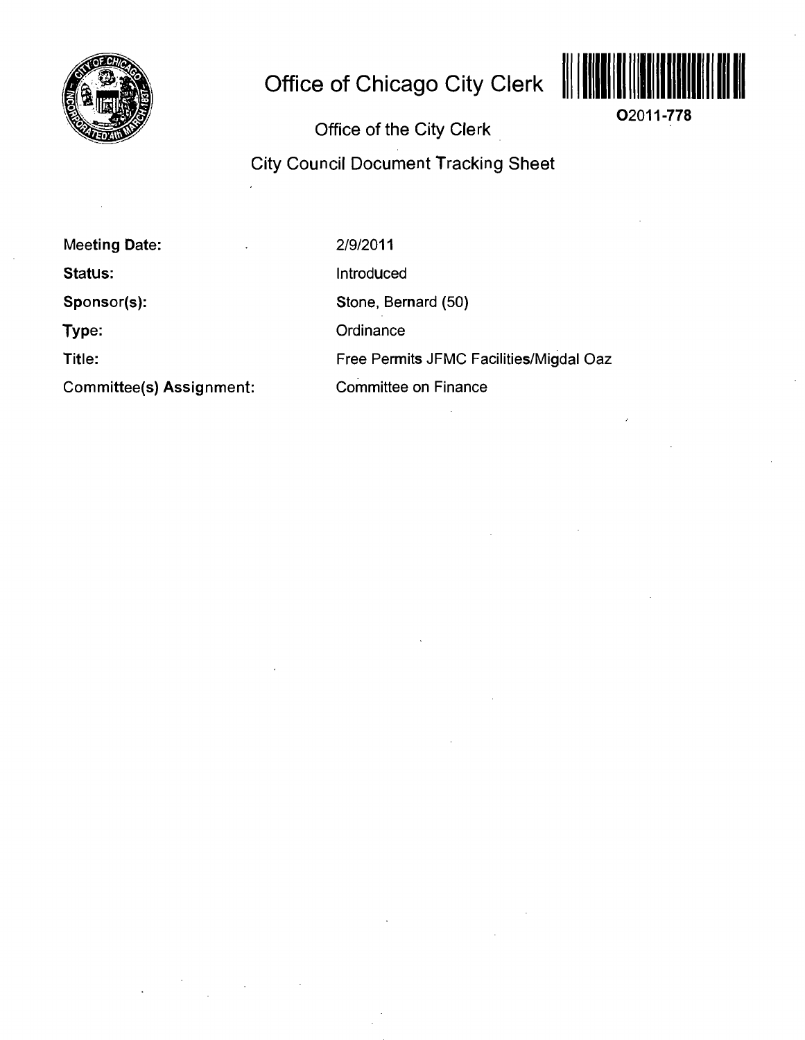# Office of Chicago City Clerk

O2011-778

## Office of the City Clerk

## City Council Document Tracking Sheet

| | |
|---|---|
| Meeting Date: | 2/9/2011 |
| Status: | Introduced |
| Sponsor(s): | Stone, Bernard (50) |
| Type: | Ordinance |
| Title: | Free Permits JFMC Facilities/Migdal Oaz |
| Committee(s) Assignment: | Committee on Finance |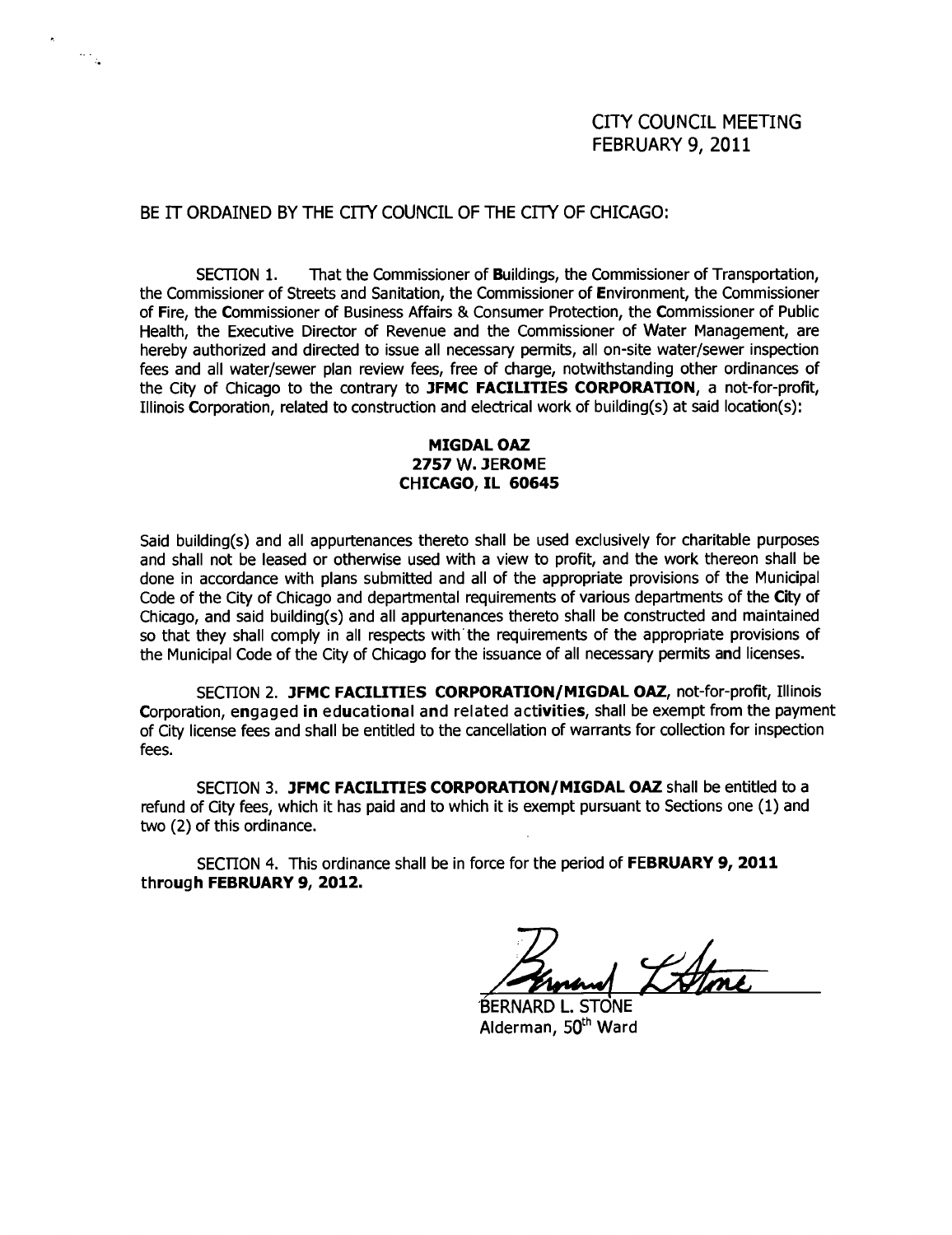CITY COUNCIL MEETING
FEBRUARY 9, 2011

BE IT ORDAINED BY THE CITY COUNCIL OF THE CITY OF CHICAGO:

SECTION 1. That the Commissioner of Buildings, the Commissioner of Transportation, the Commissioner of Streets and Sanitation, the Commissioner of Environment, the Commissioner of Fire, the Commissioner of Business Affairs & Consumer Protection, the Commissioner of Public Health, the Executive Director of Revenue and the Commissioner of Water Management, are hereby authorized and directed to issue all necessary permits, all on-site water/sewer inspection fees and all water/sewer plan review fees, free of charge, notwithstanding other ordinances of the City of Chicago to the contrary to **JFMC FACILITIES CORPORATION**, a not-for-profit, Illinois Corporation, related to construction and electrical work of building(s) at said location(s):

**MIGDAL OAZ**
**2757 W. JEROME**
**CHICAGO, IL 60645**

Said building(s) and all appurtenances thereto shall be used exclusively for charitable purposes and shall not be leased or otherwise used with a view to profit, and the work thereon shall be done in accordance with plans submitted and all of the appropriate provisions of the Municipal Code of the City of Chicago and departmental requirements of various departments of the City of Chicago, and said building(s) and all appurtenances thereto shall be constructed and maintained so that they shall comply in all respects with the requirements of the appropriate provisions of the Municipal Code of the City of Chicago for the issuance of all necessary permits and licenses.

SECTION 2. **JFMC FACILITIES CORPORATION/MIGDAL OAZ**, not-for-profit, Illinois Corporation, engaged in educational and related activities, shall be exempt from the payment of City license fees and shall be entitled to the cancellation of warrants for collection for inspection fees.

SECTION 3. **JFMC FACILITIES CORPORATION/MIGDAL OAZ** shall be entitled to a refund of City fees, which it has paid and to which it is exempt pursuant to Sections one (1) and two (2) of this ordinance.

SECTION 4. This ordinance shall be in force for the period of **FEBRUARY 9, 2011 through FEBRUARY 9, 2012.**

BERNARD L. STONE
Alderman, 50th Ward